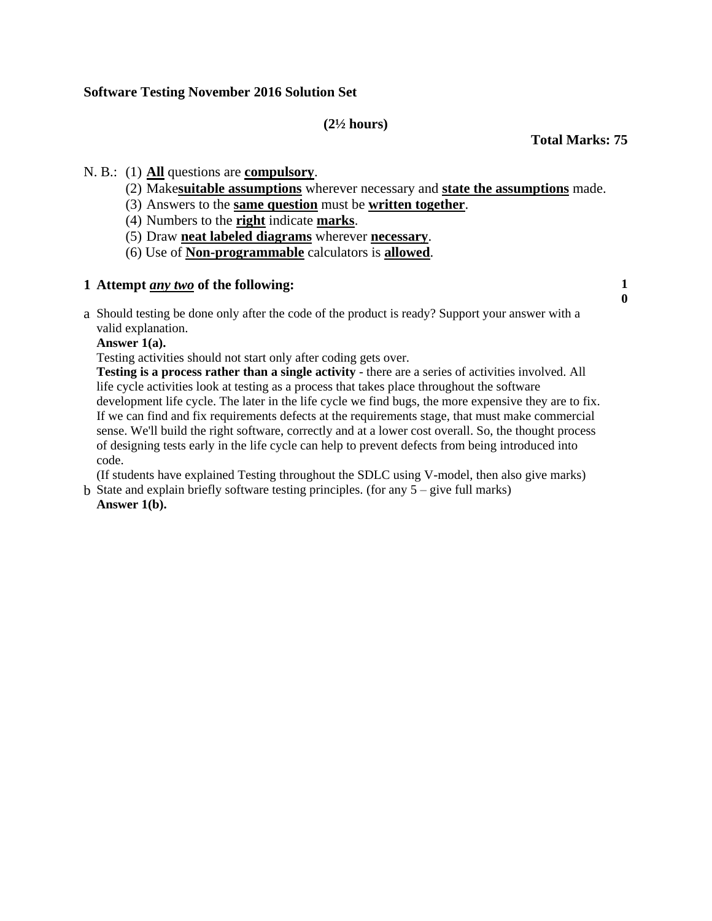**Software Testing November 2016 Solution Set**

**(2½ hours)**

**Total Marks: 75**

N. B.: (1) **All** questions are **compulsory**.

(2) Make**suitable assumptions** wherever necessary and **state the assumptions** made.

(3) Answers to the **same question** must be **written together**.

(4) Numbers to the **right** indicate **marks**.

(5) Draw **neat labeled diagrams** wherever **necessary**.

(6) Use of **Non-programmable** calculators is **allowed**.

**1 Attempt *any two* of the following:** **10**

a Should testing be done only after the code of the product is ready? Support your answer with a valid explanation.

**Answer 1(a).**

Testing activities should not start only after coding gets over.

**Testing is a process rather than a single activity** - there are a series of activities involved. All life cycle activities look at testing as a process that takes place throughout the software development life cycle. The later in the life cycle we find bugs, the more expensive they are to fix. If we can find and fix requirements defects at the requirements stage, that must make commercial sense. We'll build the right software, correctly and at a lower cost overall. So, the thought process of designing tests early in the life cycle can help to prevent defects from being introduced into code.

(If students have explained Testing throughout the SDLC using V-model, then also give marks)

b State and explain briefly software testing principles. (for any 5 – give full marks)

**Answer 1(b).**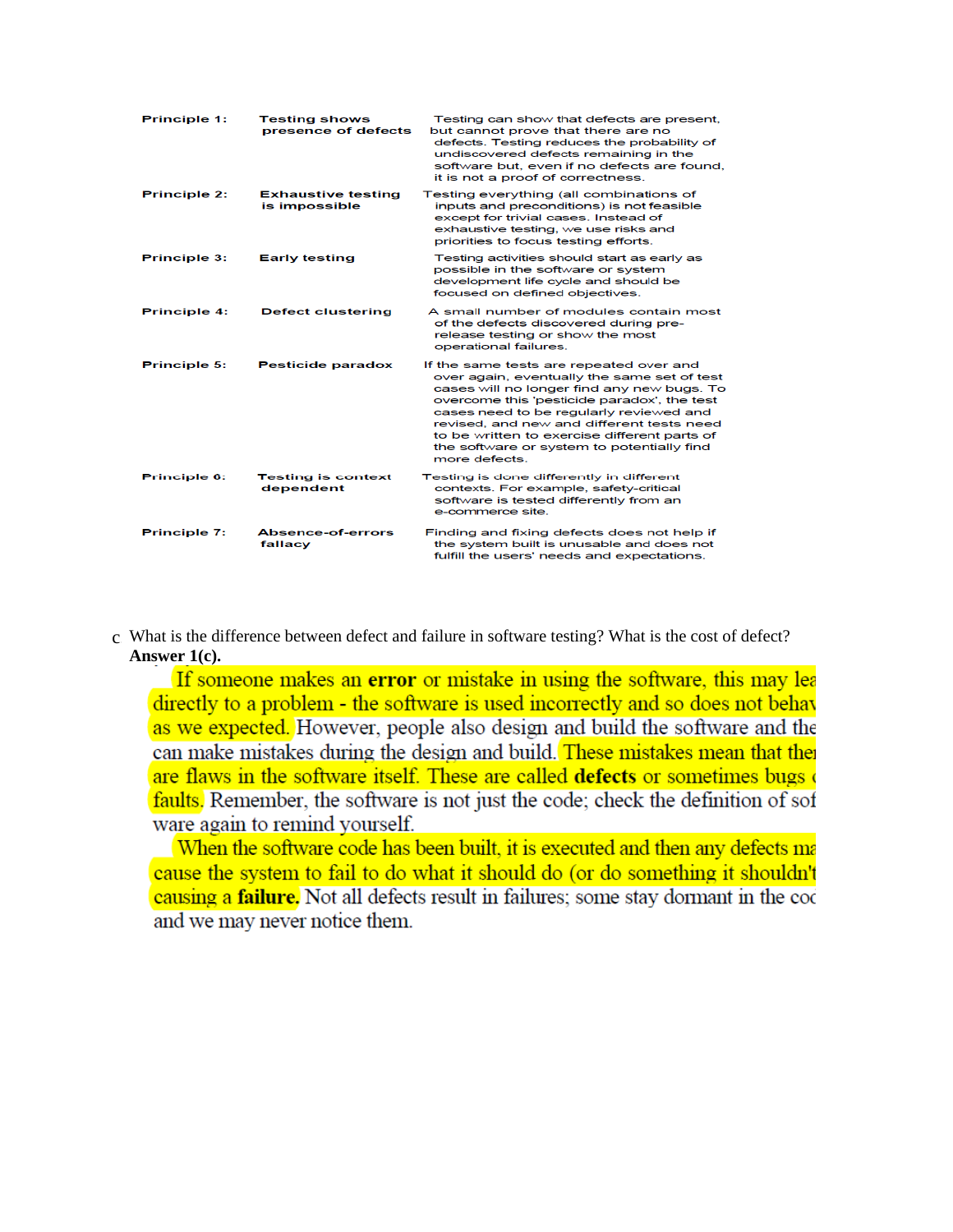| Principle | Title | Description |
|---|---|---|
| Principle 1: | Testing shows presence of defects | Testing can show that defects are present, but cannot prove that there are no defects. Testing reduces the probability of undiscovered defects remaining in the software but, even if no defects are found, it is not a proof of correctness. |
| Principle 2: | Exhaustive testing is impossible | Testing everything (all combinations of inputs and preconditions) is not feasible except for trivial cases. Instead of exhaustive testing, we use risks and priorities to focus testing efforts. |
| Principle 3: | Early testing | Testing activities should start as early as possible in the software or system development life cycle and should be focused on defined objectives. |
| Principle 4: | Defect clustering | A small number of modules contain most of the defects discovered during pre-release testing or show the most operational failures. |
| Principle 5: | Pesticide paradox | If the same tests are repeated over and over again, eventually the same set of test cases will no longer find any new bugs. To overcome this 'pesticide paradox', the test cases need to be regularly reviewed and revised, and new and different tests need to be written to exercise different parts of the software or system to potentially find more defects. |
| Principle 6: | Testing is context dependent | Testing is done differently in different contexts. For example, safety-critical software is tested differently from an e-commerce site. |
| Principle 7: | Absence-of-errors fallacy | Finding and fixing defects does not help if the system built is unusable and does not fulfill the users' needs and expectations. |

c What is the difference between defect and failure in software testing? What is the cost of defect?

**Answer 1(c).**

If someone makes an **error** or mistake in using the software, this may lea directly to a problem - the software is used incorrectly and so does not behav as we expected. However, people also design and build the software and the can make mistakes during the design and build. These mistakes mean that the are flaws in the software itself. These are called **defects** or sometimes bugs faults. Remember, the software is not just the code; check the definition of sof ware again to remind yourself.

When the software code has been built, it is executed and then any defects ma cause the system to fail to do what it should do (or do something it shouldn't causing a **failure.** Not all defects result in failures; some stay dormant in the coc and we may never notice them.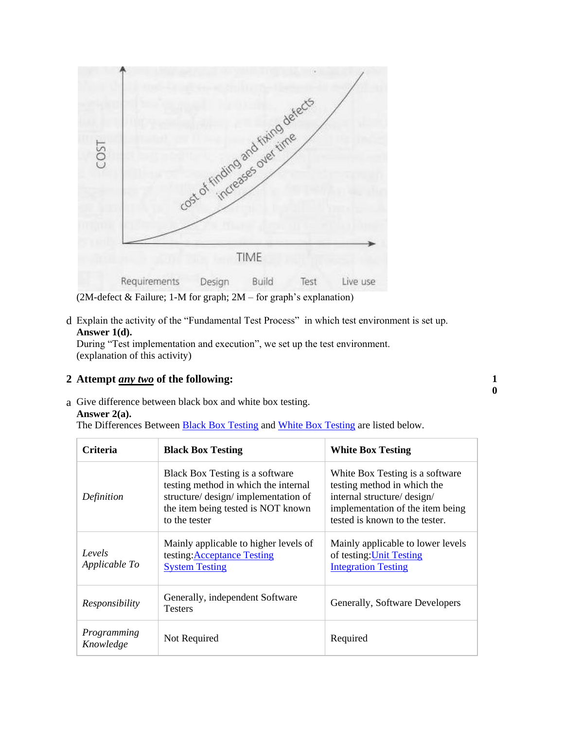(2M-defect & Failure; 1-M for graph; 2M – for graph's explanation)

d Explain the activity of the "Fundamental Test Process" in which test environment is set up.

**Answer 1(d).**

During "Test implementation and execution", we set up the test environment.
(explanation of this activity)

## 2 Attempt ***any two*** of the following: 10

a Give difference between black box and white box testing.

**Answer 2(a).**

The Differences Between Black Box Testing and White Box Testing are listed below.

| Criteria | Black Box Testing | White Box Testing |
|---|---|---|
| *Definition* | Black Box Testing is a software testing method in which the internal structure/ design/ implementation of the item being tested is NOT known to the tester | White Box Testing is a software testing method in which the internal structure/ design/ implementation of the item being tested is known to the tester. |
| *Levels Applicable To* | Mainly applicable to higher levels of testing:Acceptance Testing System Testing | Mainly applicable to lower levels of testing:Unit Testing Integration Testing |
| *Responsibility* | Generally, independent Software Testers | Generally, Software Developers |
| *Programming Knowledge* | Not Required | Required |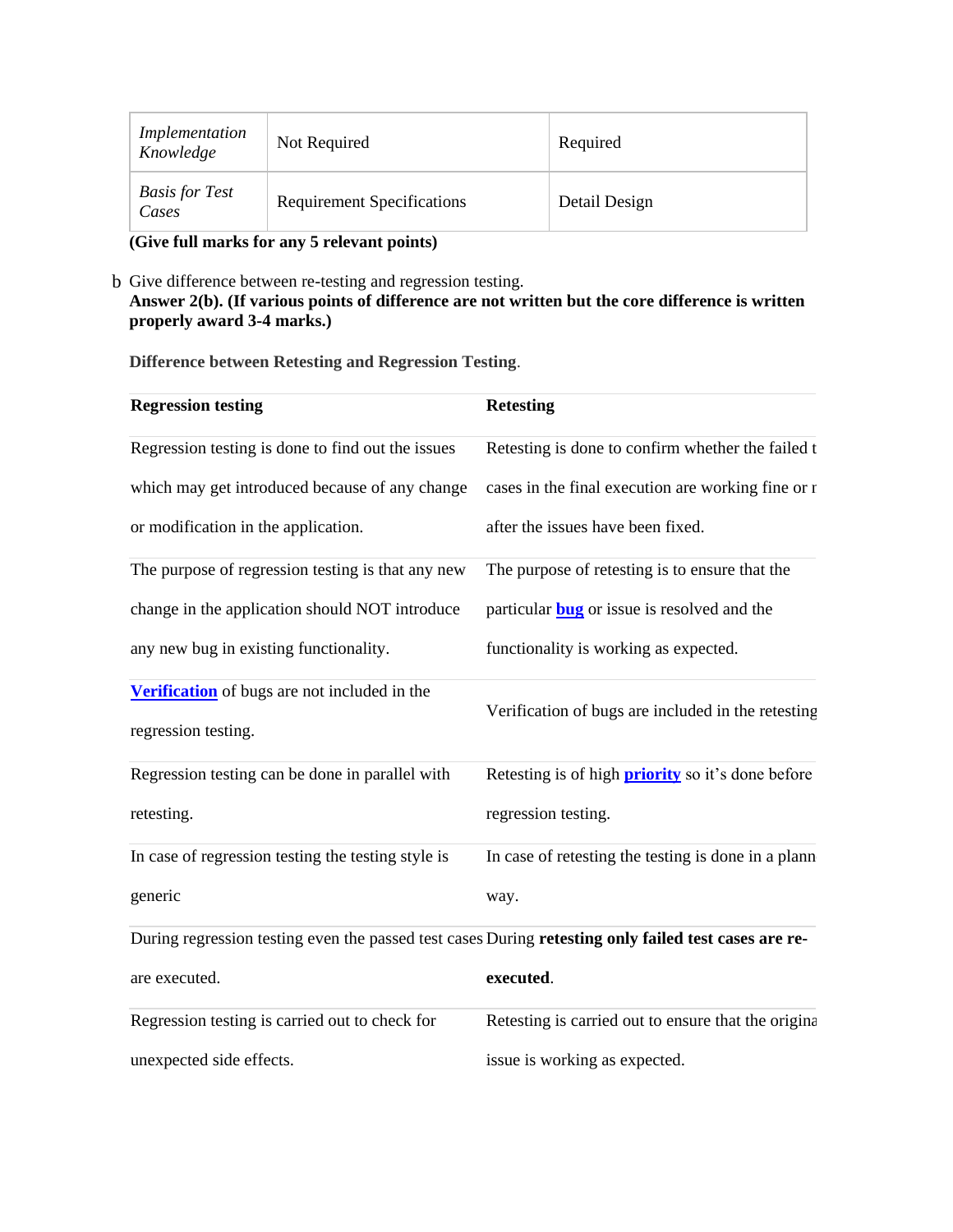| *Implementation Knowledge* | Not Required | Required |
|---|---|---|
| *Basis for Test Cases* | Requirement Specifications | Detail Design |

**(Give full marks for any 5 relevant points)**

b Give difference between re-testing and regression testing.

**Answer 2(b). (If various points of difference are not written but the core difference is written properly award 3-4 marks.)**

**Difference between Retesting and Regression Testing**.

| **Regression testing** | **Retesting** |
|---|---|
| Regression testing is done to find out the issues which may get introduced because of any change or modification in the application. | Retesting is done to confirm whether the failed t cases in the final execution are working fine or r after the issues have been fixed. |
| The purpose of regression testing is that any new change in the application should NOT introduce any new bug in existing functionality. | The purpose of retesting is to ensure that the particular **bug** or issue is resolved and the functionality is working as expected. |
| **Verification** of bugs are not included in the regression testing. | Verification of bugs are included in the retesting |
| Regression testing can be done in parallel with retesting. | Retesting is of high **priority** so it's done before regression testing. |
| In case of regression testing the testing style is generic | In case of retesting the testing is done in a plann way. |
| During regression testing even the passed test cases are executed. | During **retesting only failed test cases are re-executed**. |
| Regression testing is carried out to check for unexpected side effects. | Retesting is carried out to ensure that the origina issue is working as expected. |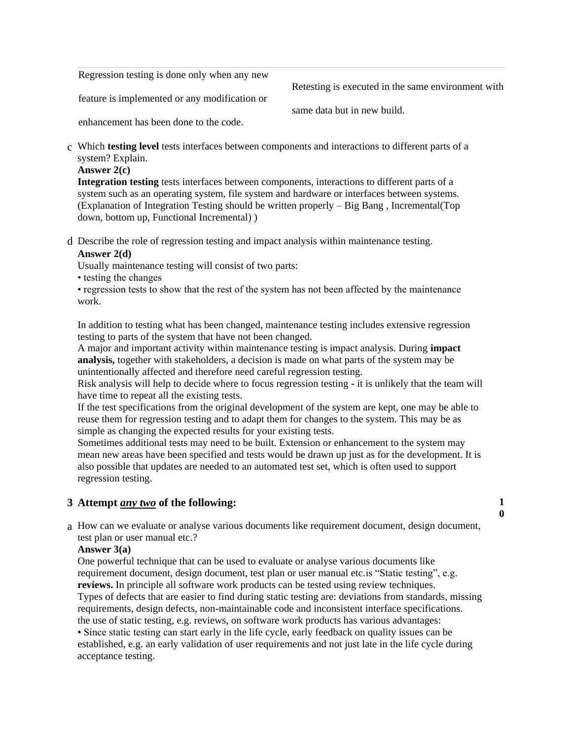| Regression testing is done only when any new feature is implemented or any modification or enhancement has been done to the code. | Retesting is executed in the same environment with same data but in new build. |
|---|---|

c Which **testing level** tests interfaces between components and interactions to different parts of a system? Explain.

**Answer 2(c)**

**Integration testing** tests interfaces between components, interactions to different parts of a system such as an operating system, file system and hardware or interfaces between systems. (Explanation of Integration Testing should be written properly – Big Bang , Incremental(Top down, bottom up, Functional Incremental) )

d Describe the role of regression testing and impact analysis within maintenance testing.

**Answer 2(d)**

Usually maintenance testing will consist of two parts:

• testing the changes

• regression tests to show that the rest of the system has not been affected by the maintenance work.

In addition to testing what has been changed, maintenance testing includes extensive regression testing to parts of the system that have not been changed.

A major and important activity within maintenance testing is impact analysis. During **impact analysis,** together with stakeholders, a decision is made on what parts of the system may be unintentionally affected and therefore need careful regression testing.

Risk analysis will help to decide where to focus regression testing - it is unlikely that the team will have time to repeat all the existing tests.

If the test specifications from the original development of the system are kept, one may be able to reuse them for regression testing and to adapt them for changes to the system. This may be as simple as changing the expected results for your existing tests.

Sometimes additional tests may need to be built. Extension or enhancement to the system may mean new areas have been specified and tests would be drawn up just as for the development. It is also possible that updates are needed to an automated test set, which is often used to support regression testing.

**3 Attempt _any two_ of the following:** **10**

a How can we evaluate or analyse various documents like requirement document, design document, test plan or user manual etc.?

**Answer 3(a)**

One powerful technique that can be used to evaluate or analyse various documents like requirement document, design document, test plan or user manual etc.is “Static testing”, e.g. **reviews.** In principle all software work products can be tested using review techniques.

Types of defects that are easier to find during static testing are: deviations from standards, missing requirements, design defects, non-maintainable code and inconsistent interface specifications.

the use of static testing, e.g. reviews, on software work products has various advantages:

• Since static testing can start early in the life cycle, early feedback on quality issues can be established, e.g. an early validation of user requirements and not just late in the life cycle during acceptance testing.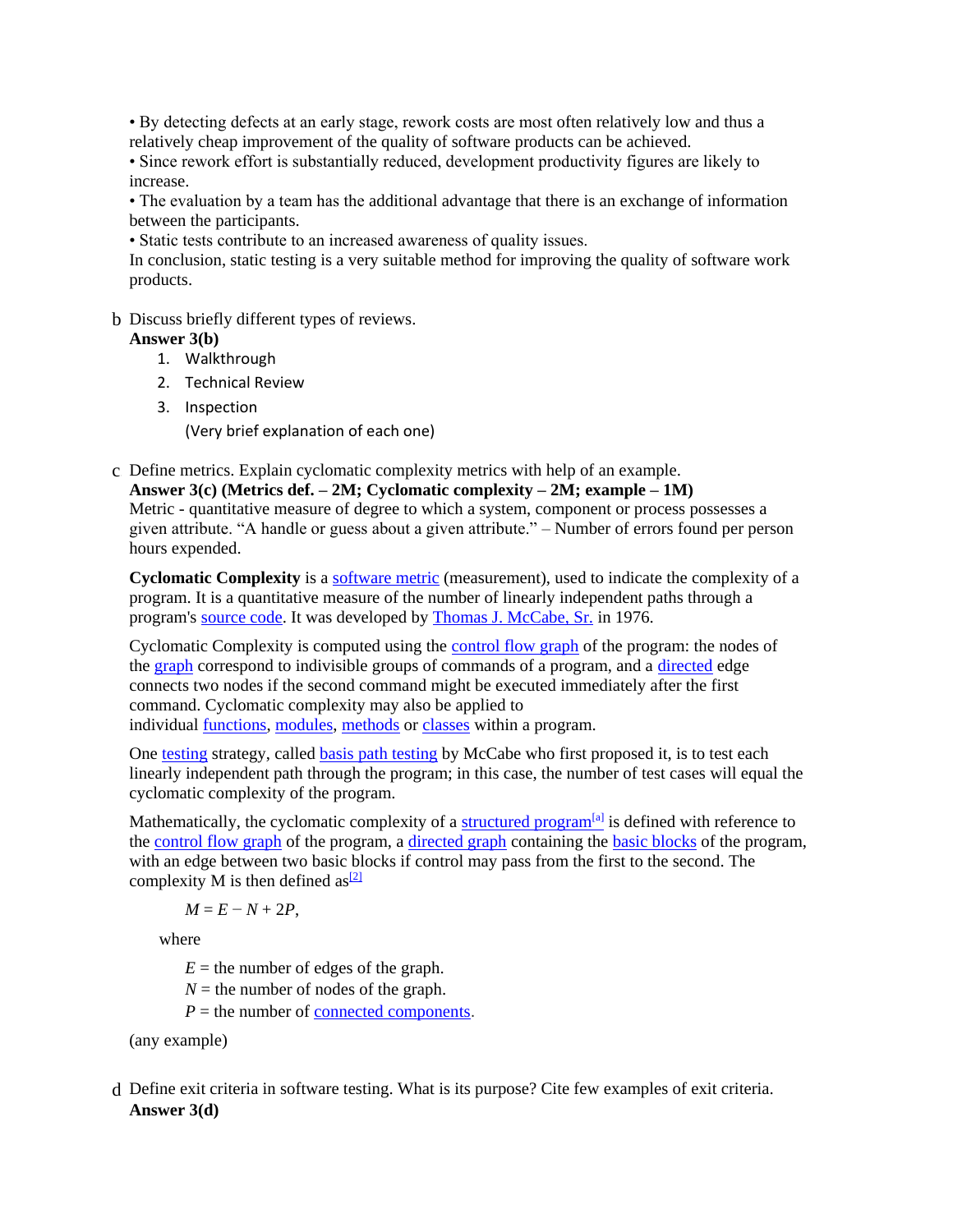• By detecting defects at an early stage, rework costs are most often relatively low and thus a relatively cheap improvement of the quality of software products can be achieved.
• Since rework effort is substantially reduced, development productivity figures are likely to increase.
• The evaluation by a team has the additional advantage that there is an exchange of information between the participants.
• Static tests contribute to an increased awareness of quality issues.
In conclusion, static testing is a very suitable method for improving the quality of software work products.

b Discuss briefly different types of reviews.

**Answer 3(b)**

1. Walkthrough
2. Technical Review
3. Inspection

   (Very brief explanation of each one)

c Define metrics. Explain cyclomatic complexity metrics with help of an example.

**Answer 3(c) (Metrics def. – 2M; Cyclomatic complexity – 2M; example – 1M)**

Metric - quantitative measure of degree to which a system, component or process possesses a given attribute. "A handle or guess about a given attribute." – Number of errors found per person hours expended.

**Cyclomatic Complexity** is a software metric (measurement), used to indicate the complexity of a program. It is a quantitative measure of the number of linearly independent paths through a program's source code. It was developed by Thomas J. McCabe, Sr. in 1976.

Cyclomatic Complexity is computed using the control flow graph of the program: the nodes of the graph correspond to indivisible groups of commands of a program, and a directed edge connects two nodes if the second command might be executed immediately after the first command. Cyclomatic complexity may also be applied to individual functions, modules, methods or classes within a program.

One testing strategy, called basis path testing by McCabe who first proposed it, is to test each linearly independent path through the program; in this case, the number of test cases will equal the cyclomatic complexity of the program.

Mathematically, the cyclomatic complexity of a structured program[a] is defined with reference to the control flow graph of the program, a directed graph containing the basic blocks of the program, with an edge between two basic blocks if control may pass from the first to the second. The complexity M is then defined as[2]

$$M = E - N + 2P,$$

where

$E$ = the number of edges of the graph.
$N$ = the number of nodes of the graph.
$P$ = the number of connected components.

(any example)

d Define exit criteria in software testing. What is its purpose? Cite few examples of exit criteria.

**Answer 3(d)**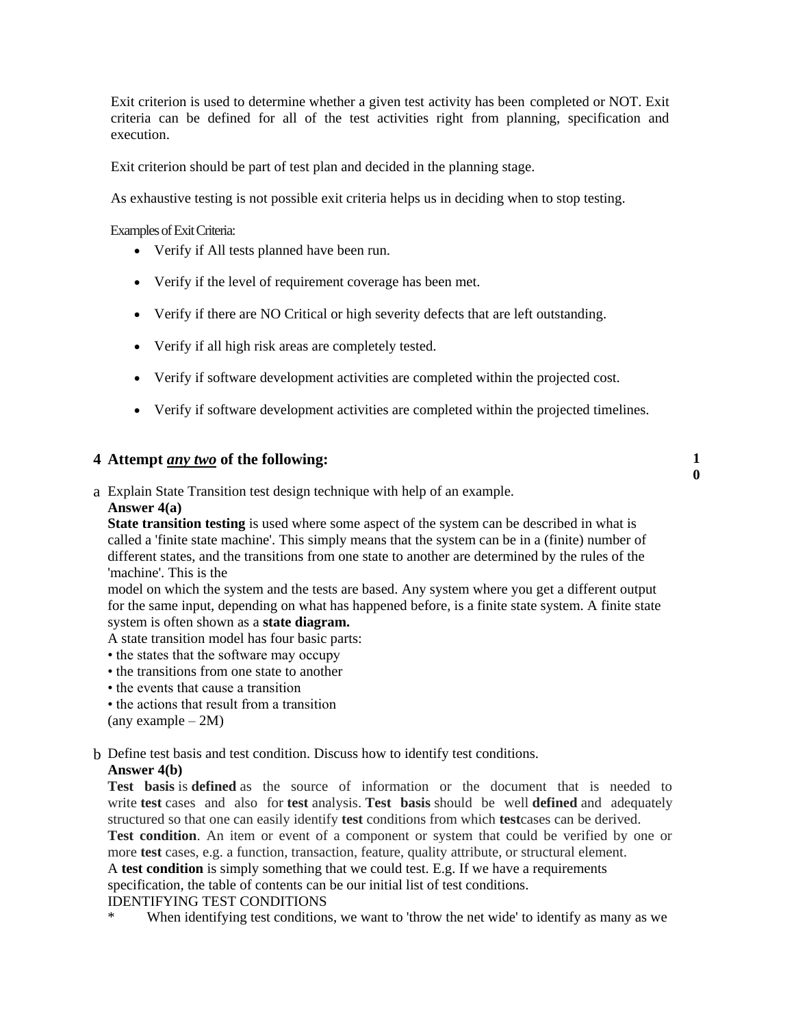Exit criterion is used to determine whether a given test activity has been completed or NOT. Exit criteria can be defined for all of the test activities right from planning, specification and execution.

Exit criterion should be part of test plan and decided in the planning stage.

As exhaustive testing is not possible exit criteria helps us in deciding when to stop testing.

Examples of Exit Criteria:

- Verify if All tests planned have been run.
- Verify if the level of requirement coverage has been met.
- Verify if there are NO Critical or high severity defects that are left outstanding.
- Verify if all high risk areas are completely tested.
- Verify if software development activities are completed within the projected cost.
- Verify if software development activities are completed within the projected timelines.

## 4 Attempt ***any two*** of the following: 10

a Explain State Transition test design technique with help of an example.

**Answer 4(a)**

**State transition testing** is used where some aspect of the system can be described in what is called a 'finite state machine'. This simply means that the system can be in a (finite) number of different states, and the transitions from one state to another are determined by the rules of the 'machine'. This is the model on which the system and the tests are based. Any system where you get a different output for the same input, depending on what has happened before, is a finite state system. A finite state system is often shown as a **state diagram.**

A state transition model has four basic parts:

- the states that the software may occupy
- the transitions from one state to another
- the events that cause a transition
- the actions that result from a transition

(any example – 2M)

b Define test basis and test condition. Discuss how to identify test conditions.

**Answer 4(b)**

**Test basis** is **defined** as the source of information or the document that is needed to write **test** cases and also for **test** analysis. **Test basis** should be well **defined** and adequately structured so that one can easily identify **test** conditions from which **test**cases can be derived.

**Test condition**. An item or event of a component or system that could be verified by one or more **test** cases, e.g. a function, transaction, feature, quality attribute, or structural element.

A **test condition** is simply something that we could test. E.g. If we have a requirements specification, the table of contents can be our initial list of test conditions.

IDENTIFYING TEST CONDITIONS

* When identifying test conditions, we want to 'throw the net wide' to identify as many as we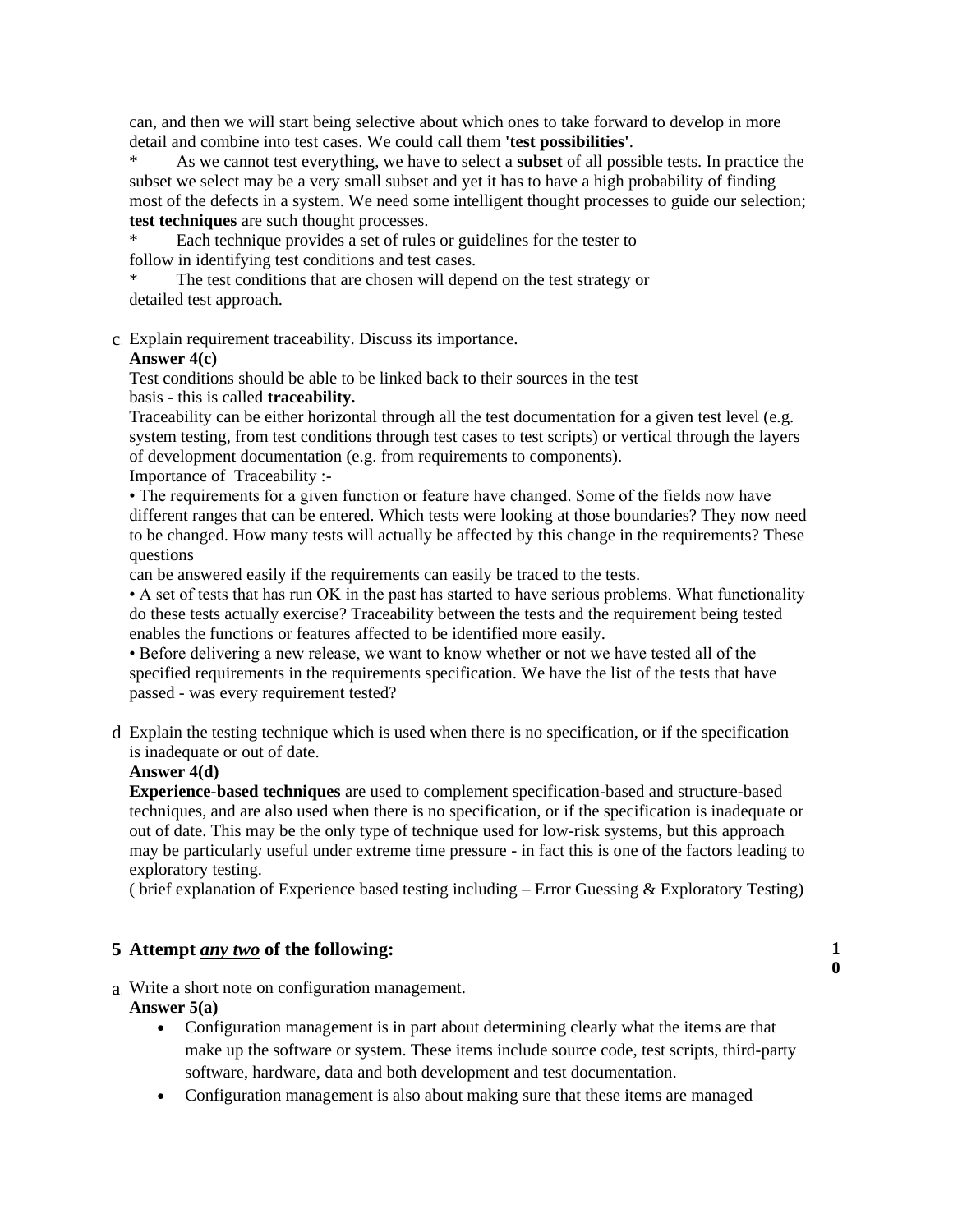can, and then we will start being selective about which ones to take forward to develop in more detail and combine into test cases. We could call them **'test possibilities'**.

\* As we cannot test everything, we have to select a **subset** of all possible tests. In practice the subset we select may be a very small subset and yet it has to have a high probability of finding most of the defects in a system. We need some intelligent thought processes to guide our selection; **test techniques** are such thought processes.

\* Each technique provides a set of rules or guidelines for the tester to follow in identifying test conditions and test cases.

\* The test conditions that are chosen will depend on the test strategy or detailed test approach.

c Explain requirement traceability. Discuss its importance.

**Answer 4(c)**

Test conditions should be able to be linked back to their sources in the test basis - this is called **traceability.**

Traceability can be either horizontal through all the test documentation for a given test level (e.g. system testing, from test conditions through test cases to test scripts) or vertical through the layers of development documentation (e.g. from requirements to components).

Importance of Traceability :-

• The requirements for a given function or feature have changed. Some of the fields now have different ranges that can be entered. Which tests were looking at those boundaries? They now need to be changed. How many tests will actually be affected by this change in the requirements? These questions can be answered easily if the requirements can easily be traced to the tests.

• A set of tests that has run OK in the past has started to have serious problems. What functionality do these tests actually exercise? Traceability between the tests and the requirement being tested enables the functions or features affected to be identified more easily.

• Before delivering a new release, we want to know whether or not we have tested all of the specified requirements in the requirements specification. We have the list of the tests that have passed - was every requirement tested?

d Explain the testing technique which is used when there is no specification, or if the specification is inadequate or out of date.

**Answer 4(d)**

**Experience-based techniques** are used to complement specification-based and structure-based techniques, and are also used when there is no specification, or if the specification is inadequate or out of date. This may be the only type of technique used for low-risk systems, but this approach may be particularly useful under extreme time pressure - in fact this is one of the factors leading to exploratory testing.

( brief explanation of Experience based testing including – Error Guessing & Exploratory Testing)

## 5 Attempt ***any two*** of the following: **10**

a Write a short note on configuration management.

**Answer 5(a)**

- Configuration management is in part about determining clearly what the items are that make up the software or system. These items include source code, test scripts, third-party software, hardware, data and both development and test documentation.
- Configuration management is also about making sure that these items are managed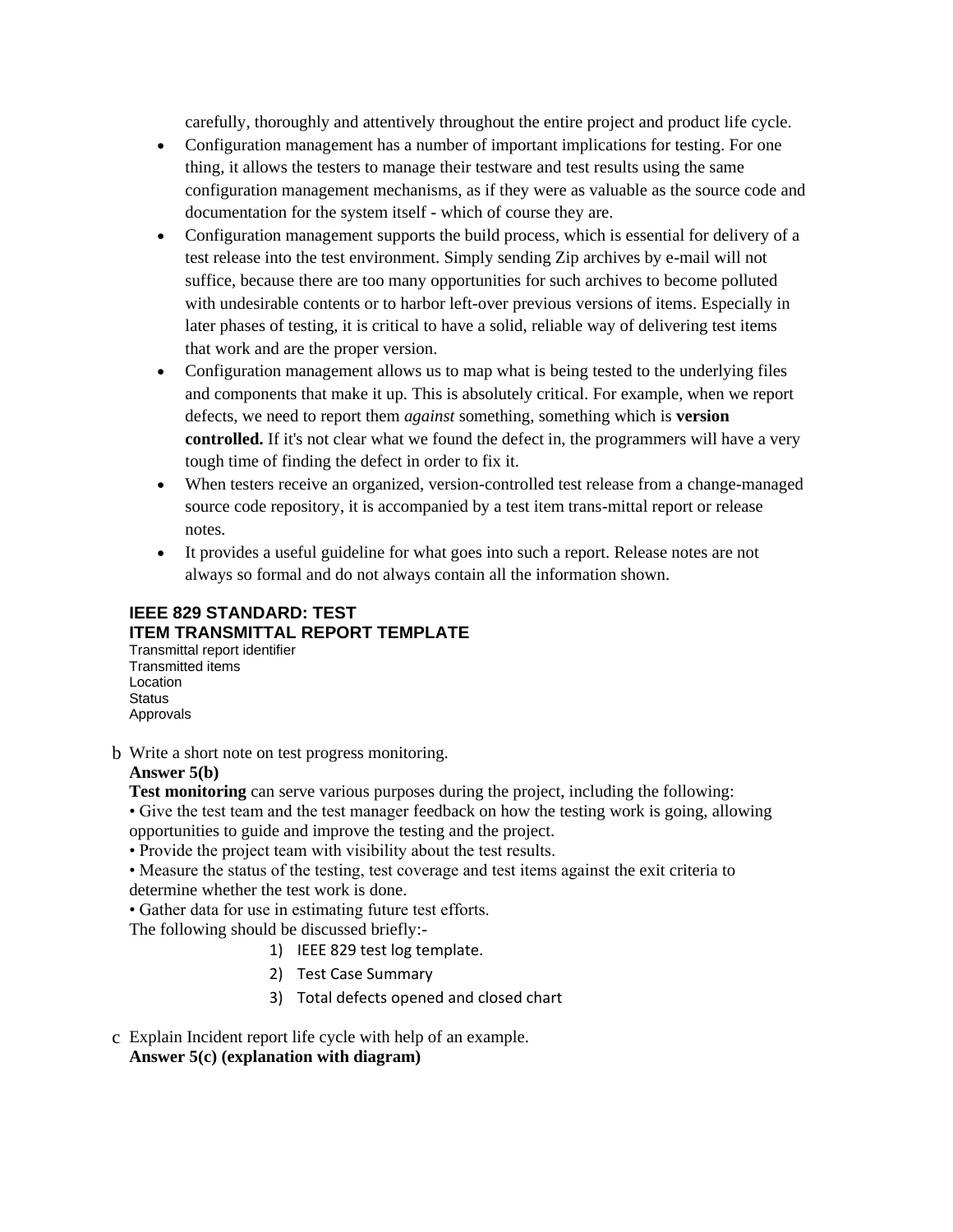carefully, thoroughly and attentively throughout the entire project and product life cycle.

- Configuration management has a number of important implications for testing. For one thing, it allows the testers to manage their testware and test results using the same configuration management mechanisms, as if they were as valuable as the source code and documentation for the system itself - which of course they are.
- Configuration management supports the build process, which is essential for delivery of a test release into the test environment. Simply sending Zip archives by e-mail will not suffice, because there are too many opportunities for such archives to become polluted with undesirable contents or to harbor left-over previous versions of items. Especially in later phases of testing, it is critical to have a solid, reliable way of delivering test items that work and are the proper version.
- Configuration management allows us to map what is being tested to the underlying files and components that make it up. This is absolutely critical. For example, when we report defects, we need to report them *against* something, something which is **version controlled.** If it's not clear what we found the defect in, the programmers will have a very tough time of finding the defect in order to fix it.
- When testers receive an organized, version-controlled test release from a change-managed source code repository, it is accompanied by a test item trans-mittal report or release notes.
- It provides a useful guideline for what goes into such a report. Release notes are not always so formal and do not always contain all the information shown.

**IEEE 829 STANDARD: TEST ITEM TRANSMITTAL REPORT TEMPLATE**

Transmittal report identifier
Transmitted items
Location
Status
Approvals

b Write a short note on test progress monitoring.

**Answer 5(b)**

**Test monitoring** can serve various purposes during the project, including the following:

• Give the test team and the test manager feedback on how the testing work is going, allowing opportunities to guide and improve the testing and the project.
• Provide the project team with visibility about the test results.
• Measure the status of the testing, test coverage and test items against the exit criteria to determine whether the test work is done.
• Gather data for use in estimating future test efforts.

The following should be discussed briefly:-

1) IEEE 829 test log template.
2) Test Case Summary
3) Total defects opened and closed chart

c Explain Incident report life cycle with help of an example.

**Answer 5(c) (explanation with diagram)**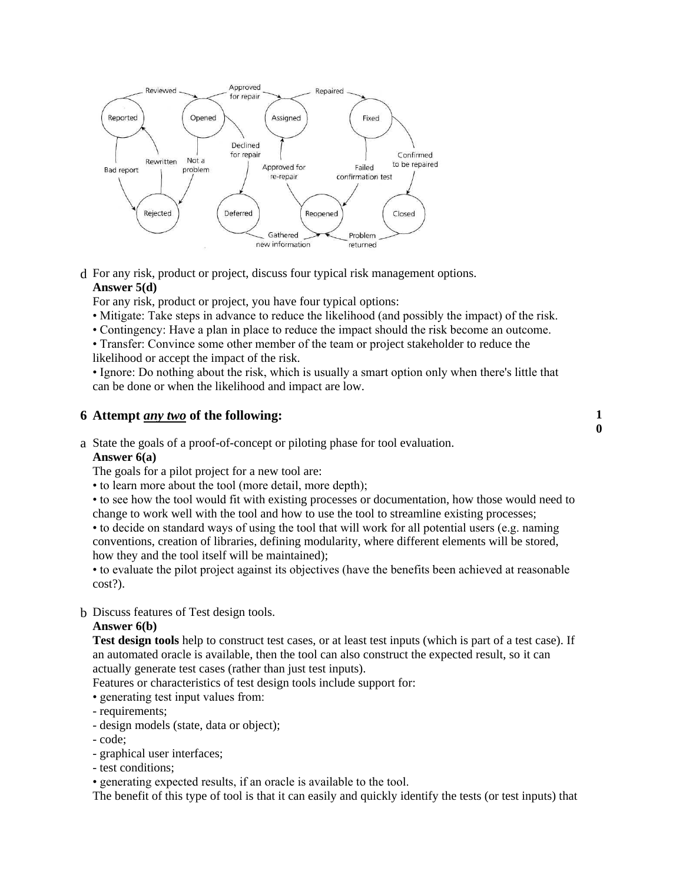d For any risk, product or project, discuss four typical risk management options.

**Answer 5(d)**

For any risk, product or project, you have four typical options:

• Mitigate: Take steps in advance to reduce the likelihood (and possibly the impact) of the risk.

• Contingency: Have a plan in place to reduce the impact should the risk become an outcome.

• Transfer: Convince some other member of the team or project stakeholder to reduce the likelihood or accept the impact of the risk.

• Ignore: Do nothing about the risk, which is usually a smart option only when there's little that can be done or when the likelihood and impact are low.

## 6 Attempt ***any two*** of the following: **10**

a State the goals of a proof-of-concept or piloting phase for tool evaluation.

**Answer 6(a)**

The goals for a pilot project for a new tool are:

• to learn more about the tool (more detail, more depth);

• to see how the tool would fit with existing processes or documentation, how those would need to change to work well with the tool and how to use the tool to streamline existing processes;

• to decide on standard ways of using the tool that will work for all potential users (e.g. naming conventions, creation of libraries, defining modularity, where different elements will be stored, how they and the tool itself will be maintained);

• to evaluate the pilot project against its objectives (have the benefits been achieved at reasonable cost?).

b Discuss features of Test design tools.

**Answer 6(b)**

**Test design tools** help to construct test cases, or at least test inputs (which is part of a test case). If an automated oracle is available, then the tool can also construct the expected result, so it can actually generate test cases (rather than just test inputs).

Features or characteristics of test design tools include support for:

• generating test input values from:

- requirements;
- design models (state, data or object);
- code;
- graphical user interfaces;
- test conditions;

• generating expected results, if an oracle is available to the tool.

The benefit of this type of tool is that it can easily and quickly identify the tests (or test inputs) that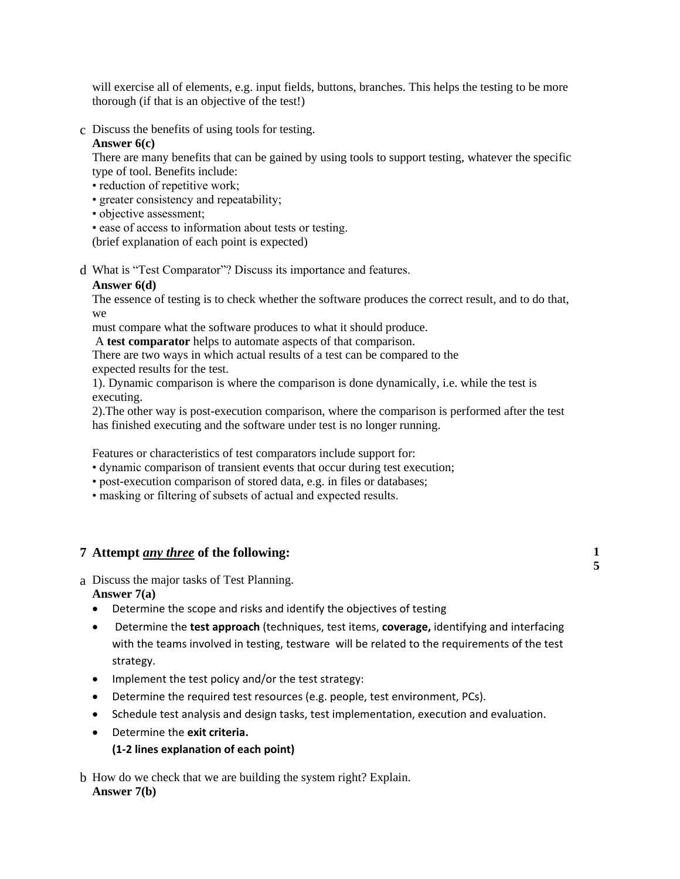will exercise all of elements, e.g. input fields, buttons, branches. This helps the testing to be more thorough (if that is an objective of the test!)

c Discuss the benefits of using tools for testing.

**Answer 6(c)**

There are many benefits that can be gained by using tools to support testing, whatever the specific type of tool. Benefits include:

• reduction of repetitive work;
• greater consistency and repeatability;
• objective assessment;
• ease of access to information about tests or testing.

(brief explanation of each point is expected)

d What is "Test Comparator"? Discuss its importance and features.

**Answer 6(d)**

The essence of testing is to check whether the software produces the correct result, and to do that, we
must compare what the software produces to what it should produce.

A **test comparator** helps to automate aspects of that comparison.

There are two ways in which actual results of a test can be compared to the
expected results for the test.

1). Dynamic comparison is where the comparison is done dynamically, i.e. while the test is executing.

2).The other way is post-execution comparison, where the comparison is performed after the test has finished executing and the software under test is no longer running.

Features or characteristics of test comparators include support for:

• dynamic comparison of transient events that occur during test execution;
• post-execution comparison of stored data, e.g. in files or databases;
• masking or filtering of subsets of actual and expected results.

## 7 Attempt ***any three*** of the following: 15

a Discuss the major tasks of Test Planning.

**Answer 7(a)**

- Determine the scope and risks and identify the objectives of testing
- Determine the **test approach** (techniques, test items, **coverage,** identifying and interfacing with the teams involved in testing, testware will be related to the requirements of the test strategy.
- Implement the test policy and/or the test strategy:
- Determine the required test resources (e.g. people, test environment, PCs).
- Schedule test analysis and design tasks, test implementation, execution and evaluation.
- Determine the **exit criteria.**

  **(1-2 lines explanation of each point)**

b How do we check that we are building the system right? Explain.

**Answer 7(b)**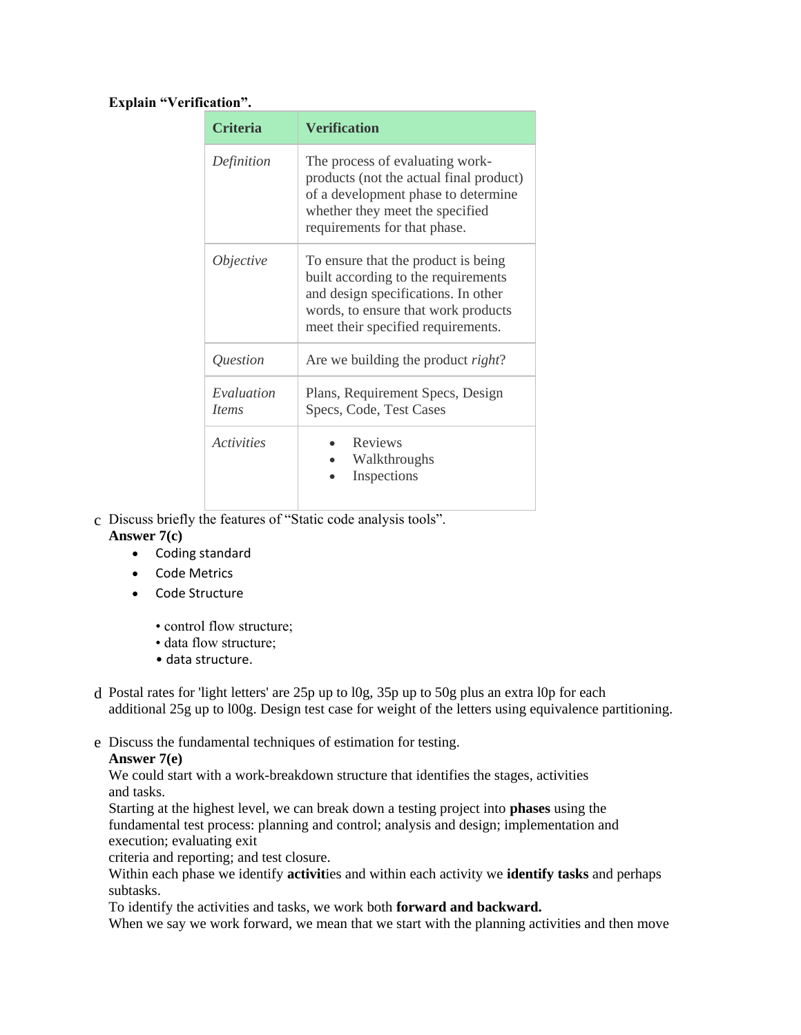**Explain "Verification".**

| Criteria | Verification |
|---|---|
| *Definition* | The process of evaluating work-products (not the actual final product) of a development phase to determine whether they meet the specified requirements for that phase. |
| *Objective* | To ensure that the product is being built according to the requirements and design specifications. In other words, to ensure that work products meet their specified requirements. |
| *Question* | Are we building the product *right*? |
| *Evaluation Items* | Plans, Requirement Specs, Design Specs, Code, Test Cases |
| *Activities* | • Reviews<br>• Walkthroughs<br>• Inspections |

c Discuss briefly the features of "Static code analysis tools".

**Answer 7(c)**

- Coding standard
- Code Metrics
- Code Structure

  • control flow structure;
  • data flow structure;
  • data structure.

d Postal rates for 'light letters' are 25p up to l0g, 35p up to 50g plus an extra l0p for each additional 25g up to l00g. Design test case for weight of the letters using equivalence partitioning.

e Discuss the fundamental techniques of estimation for testing.

**Answer 7(e)**

We could start with a work-breakdown structure that identifies the stages, activities and tasks.

Starting at the highest level, we can break down a testing project into **phases** using the fundamental test process: planning and control; analysis and design; implementation and execution; evaluating exit criteria and reporting; and test closure.

Within each phase we identify **activit**ies and within each activity we **identify tasks** and perhaps subtasks.

To identify the activities and tasks, we work both **forward and backward.**

When we say we work forward, we mean that we start with the planning activities and then move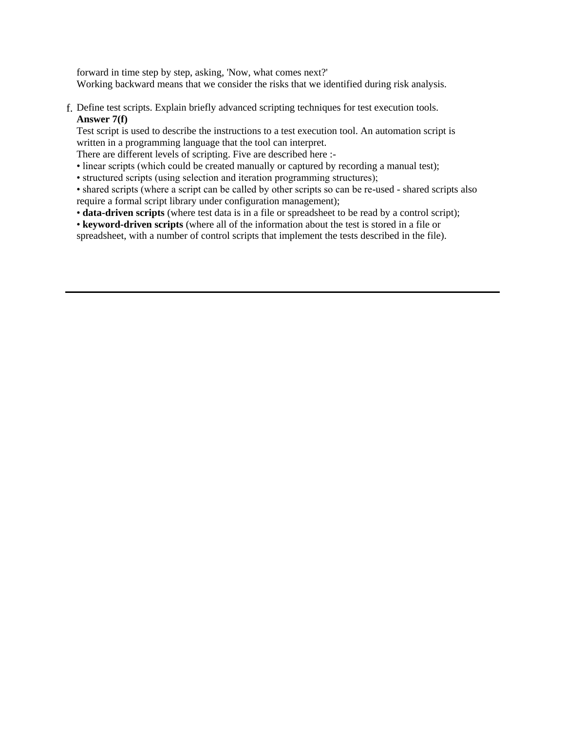forward in time step by step, asking, 'Now, what comes next?'
Working backward means that we consider the risks that we identified during risk analysis.

f. Define test scripts. Explain briefly advanced scripting techniques for test execution tools.
**Answer 7(f)**
Test script is used to describe the instructions to a test execution tool. An automation script is written in a programming language that the tool can interpret.
There are different levels of scripting. Five are described here :-
• linear scripts (which could be created manually or captured by recording a manual test);
• structured scripts (using selection and iteration programming structures);
• shared scripts (where a script can be called by other scripts so can be re-used - shared scripts also require a formal script library under configuration management);
• **data-driven scripts** (where test data is in a file or spreadsheet to be read by a control script);
• **keyword-driven scripts** (where all of the information about the test is stored in a file or spreadsheet, with a number of control scripts that implement the tests described in the file).

---